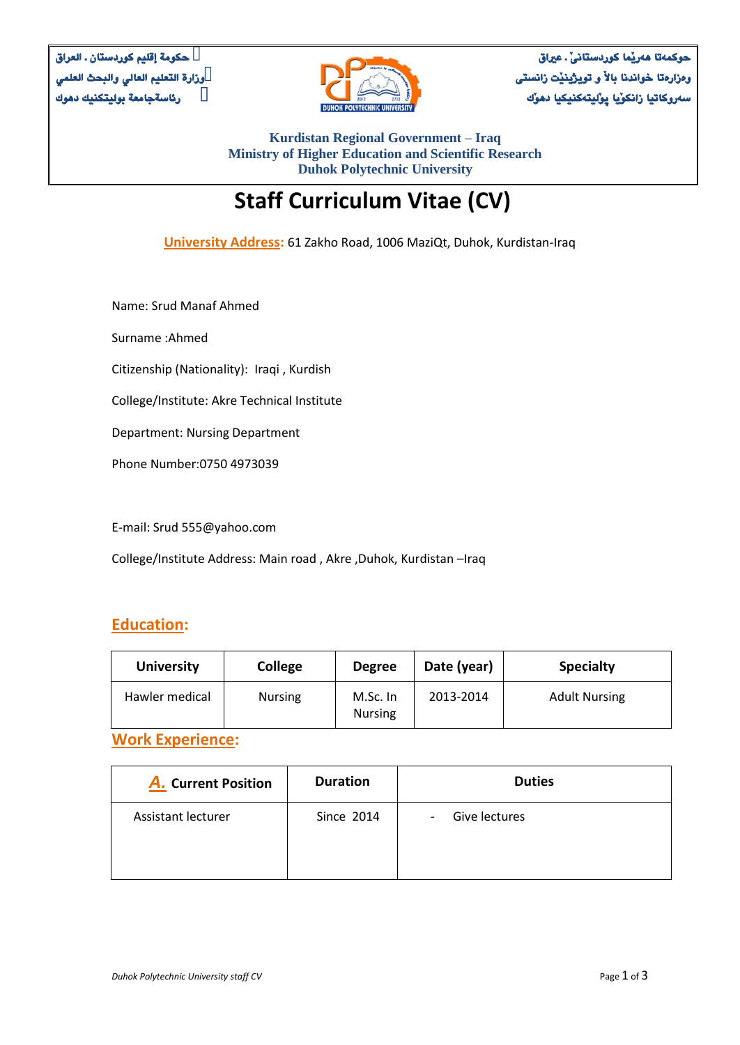حكومة إقليم كوردستان . العراق
وزارة التعليم العالي والبحث العلمي
رئاسةجامعة بوليتكنيك دهوك

حوكمەتا هەرێما كوردستانێ . عيراق
وەزارەتا خواندنا بالآ و تويژينێت زانستى
سەروكاتيا زانكويا پولیتەكنیكیا دهوك

**Kurdistan Regional Government – Iraq**
**Ministry of Higher Education and Scientific Research**
**Duhok Polytechnic University**

# Staff Curriculum Vitae (CV)

**University Address:** 61 Zakho Road, 1006 MaziQt, Duhok, Kurdistan-Iraq

Name: Srud Manaf Ahmed

Surname :Ahmed

Citizenship (Nationality): Iraqi , Kurdish

College/Institute: Akre Technical Institute

Department: Nursing Department

Phone Number:0750 4973039

E-mail: Srud 555@yahoo.com

College/Institute Address: Main road , Akre ,Duhok, Kurdistan –Iraq

## Education:

| University | College | Degree | Date (year) | Specialty |
|---|---|---|---|---|
| Hawler medical | Nursing | M.Sc. In Nursing | 2013-2014 | Adult Nursing |

## Work Experience:

| A. Current Position | Duration | Duties |
|---|---|---|
| Assistant lecturer | Since 2014 | - Give lectures |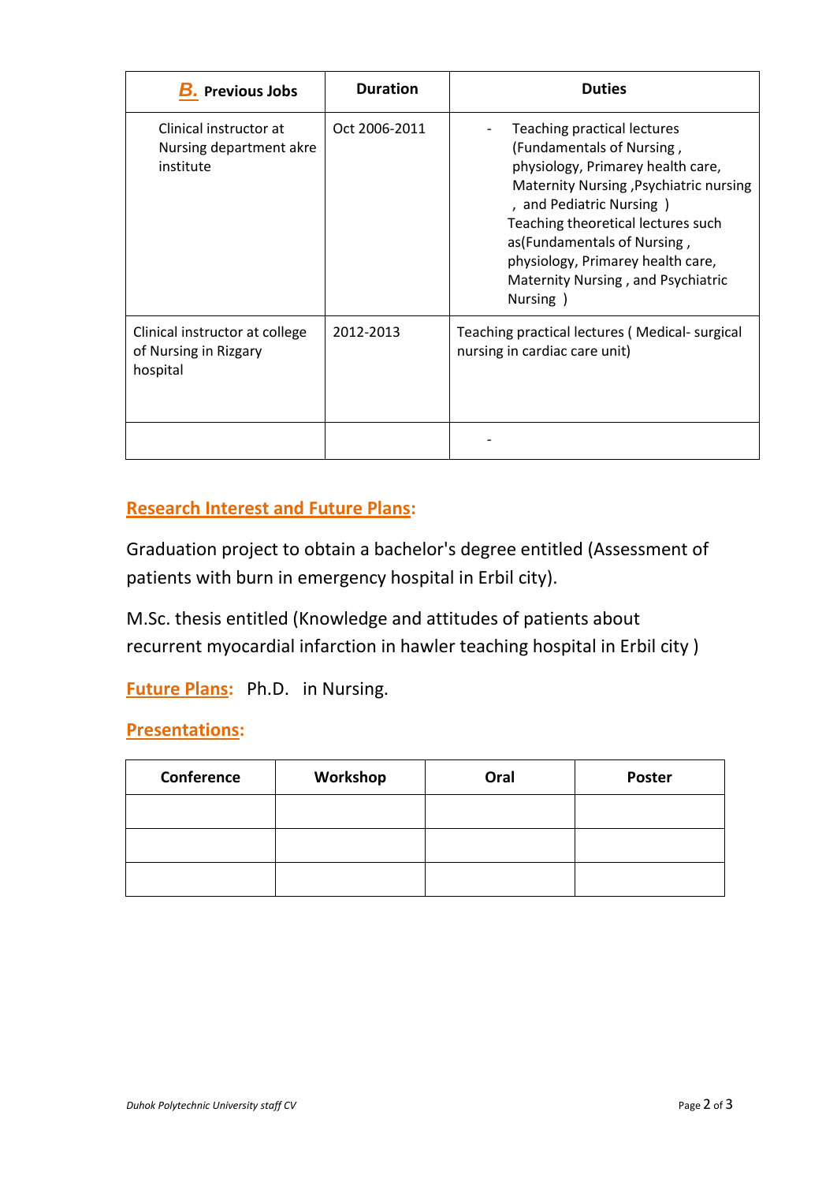| **B.** Previous Jobs | Duration | Duties |
|---|---|---|
| Clinical instructor at Nursing department akre institute | Oct 2006-2011 | - Teaching practical lectures (Fundamentals of Nursing , physiology, Primarey health care, Maternity Nursing ,Psychiatric nursing , and Pediatric Nursing ) Teaching theoretical lectures such as(Fundamentals of Nursing , physiology, Primarey health care, Maternity Nursing , and Psychiatric Nursing ) |
| Clinical instructor at college of Nursing in Rizgary hospital | 2012-2013 | Teaching practical lectures ( Medical- surgical nursing in cardiac care unit) |
| | | - |

## Research Interest and Future Plans:

Graduation project to obtain a bachelor's degree entitled (Assessment of patients with burn in emergency hospital in Erbil city).

M.Sc. thesis entitled (Knowledge and attitudes of patients about recurrent myocardial infarction in hawler teaching hospital in Erbil city )

**Future Plans:** Ph.D. in Nursing.

## Presentations:

| Conference | Workshop | Oral | Poster |
|---|---|---|---|
| | | | |
| | | | |
| | | | |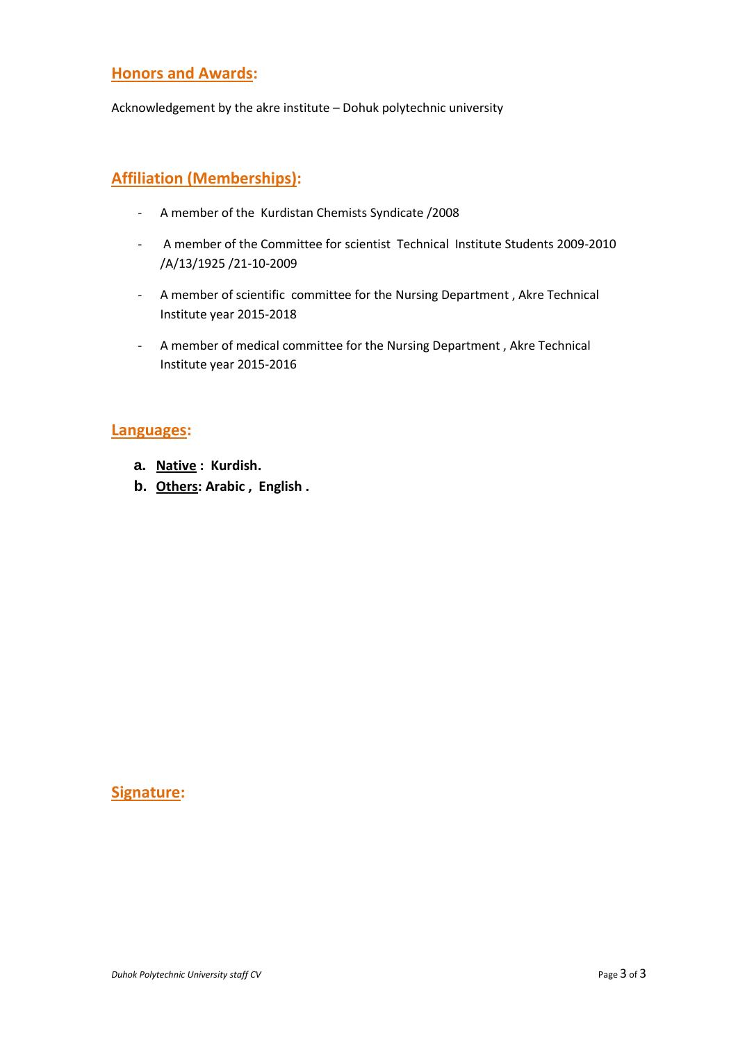## Honors and Awards:

Acknowledgement by the akre institute – Dohuk polytechnic university

## Affiliation (Memberships):

- A member of the Kurdistan Chemists Syndicate /2008
- A member of the Committee for scientist Technical Institute Students 2009-2010 /A/13/1925 /21-10-2009
- A member of scientific committee for the Nursing Department , Akre Technical Institute year 2015-2018
- A member of medical committee for the Nursing Department , Akre Technical Institute year 2015-2016

## Languages:

a. **Native : Kurdish.**
b. **Others: Arabic , English .**

## Signature: